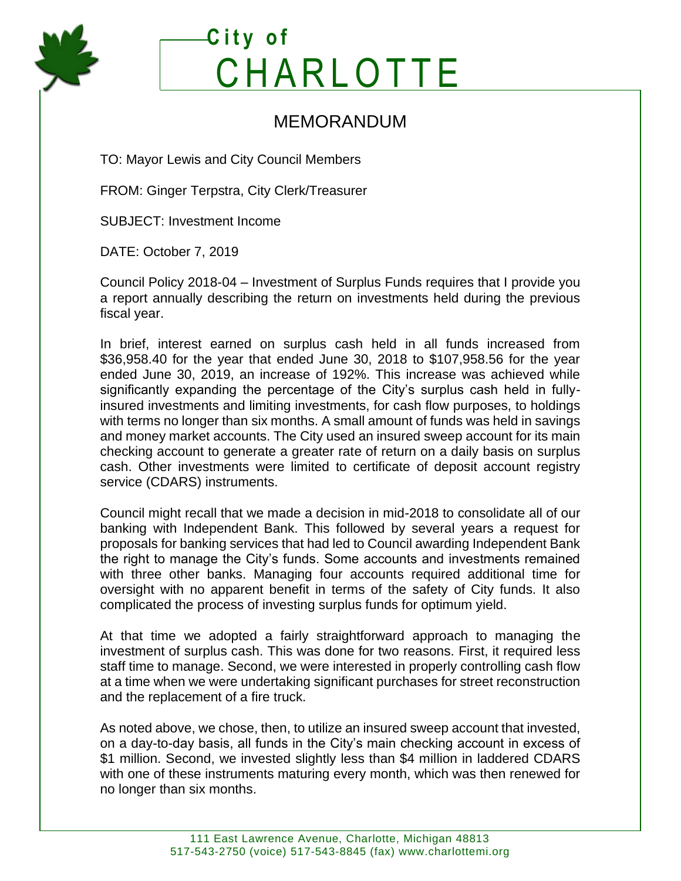# City of CHARLOTTE

## MEMORANDUM

TO: Mayor Lewis and City Council Members

FROM: Ginger Terpstra, City Clerk/Treasurer

SUBJECT: Investment Income

DATE: October 7, 2019

Council Policy 2018-04 – Investment of Surplus Funds requires that I provide you a report annually describing the return on investments held during the previous fiscal year.

In brief, interest earned on surplus cash held in all funds increased from $36,958.40 for the year that ended June 30, 2018 to $107,958.56 for the year ended June 30, 2019, an increase of 192%. This increase was achieved while significantly expanding the percentage of the City's surplus cash held in fully-insured investments and limiting investments, for cash flow purposes, to holdings with terms no longer than six months. A small amount of funds was held in savings and money market accounts. The City used an insured sweep account for its main checking account to generate a greater rate of return on a daily basis on surplus cash. Other investments were limited to certificate of deposit account registry service (CDARS) instruments.

Council might recall that we made a decision in mid-2018 to consolidate all of our banking with Independent Bank. This followed by several years a request for proposals for banking services that had led to Council awarding Independent Bank the right to manage the City's funds. Some accounts and investments remained with three other banks. Managing four accounts required additional time for oversight with no apparent benefit in terms of the safety of City funds. It also complicated the process of investing surplus funds for optimum yield.

At that time we adopted a fairly straightforward approach to managing the investment of surplus cash. This was done for two reasons. First, it required less staff time to manage. Second, we were interested in properly controlling cash flow at a time when we were undertaking significant purchases for street reconstruction and the replacement of a fire truck.

As noted above, we chose, then, to utilize an insured sweep account that invested, on a day-to-day basis, all funds in the City's main checking account in excess of $1 million. Second, we invested slightly less than $4 million in laddered CDARS with one of these instruments maturing every month, which was then renewed for no longer than six months.

111 East Lawrence Avenue, Charlotte, Michigan 48813
517-543-2750 (voice) 517-543-8845 (fax) www.charlottemi.org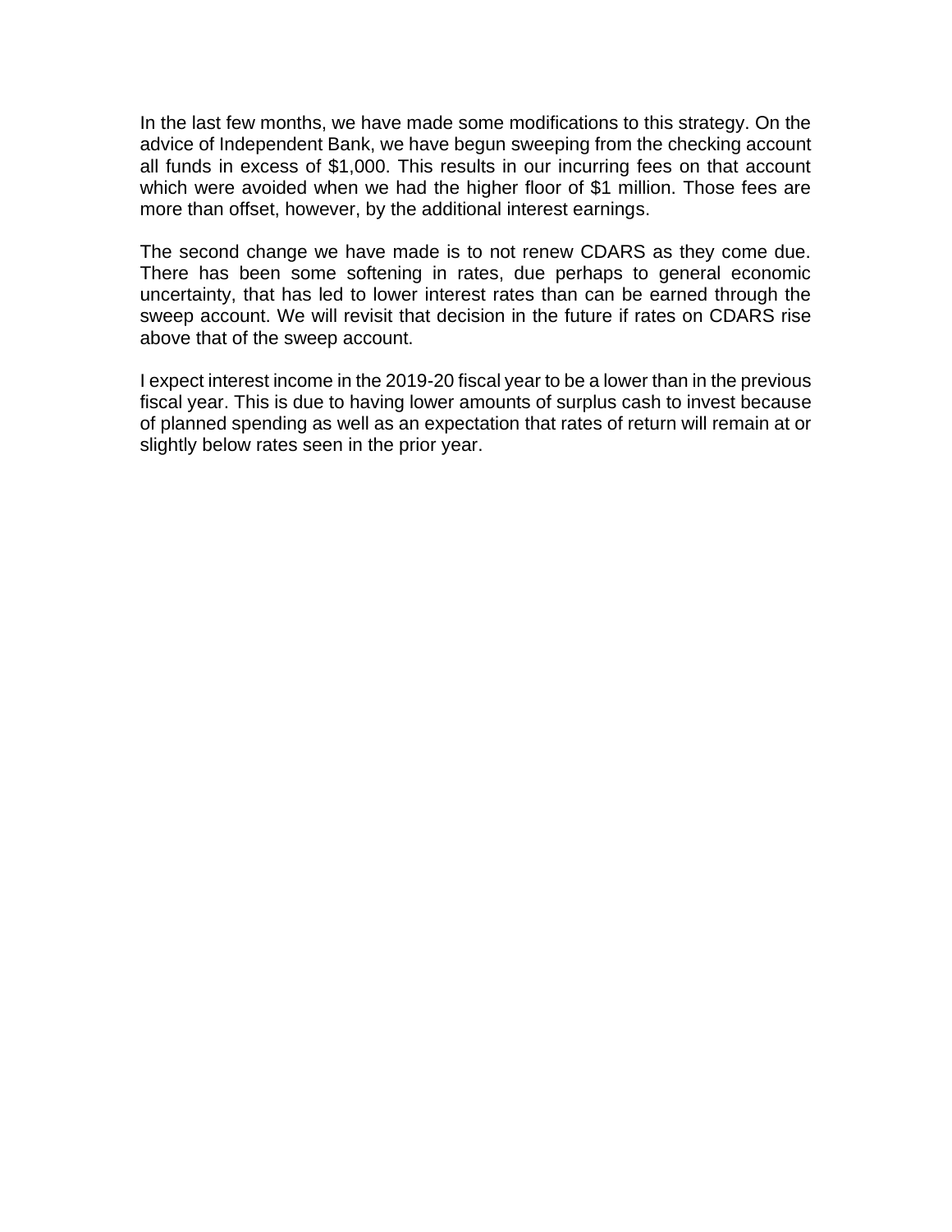In the last few months, we have made some modifications to this strategy. On the advice of Independent Bank, we have begun sweeping from the checking account all funds in excess of $1,000. This results in our incurring fees on that account which were avoided when we had the higher floor of $1 million. Those fees are more than offset, however, by the additional interest earnings.

The second change we have made is to not renew CDARS as they come due. There has been some softening in rates, due perhaps to general economic uncertainty, that has led to lower interest rates than can be earned through the sweep account. We will revisit that decision in the future if rates on CDARS rise above that of the sweep account.

I expect interest income in the 2019-20 fiscal year to be a lower than in the previous fiscal year. This is due to having lower amounts of surplus cash to invest because of planned spending as well as an expectation that rates of return will remain at or slightly below rates seen in the prior year.